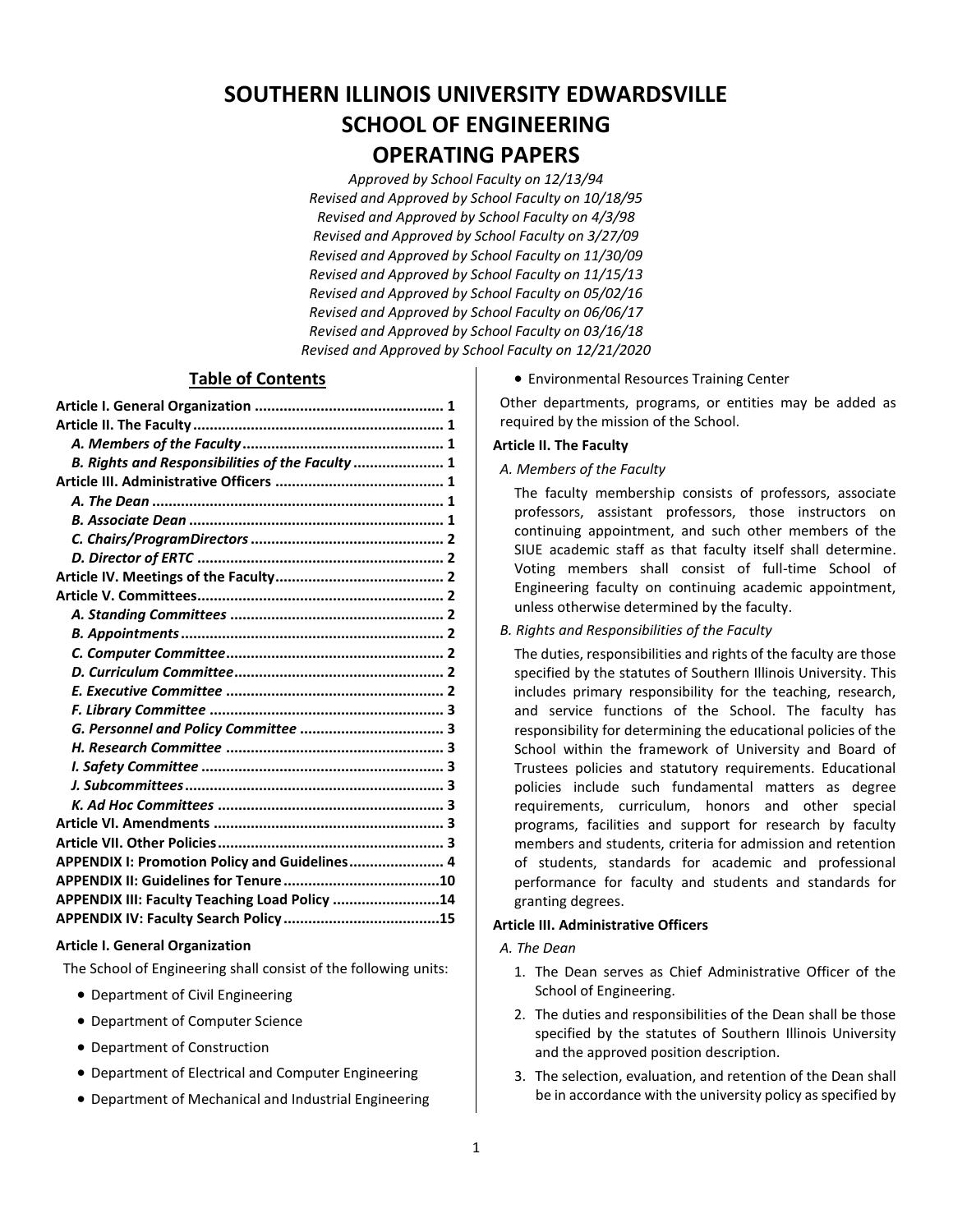# SOUTHERN ILLINOIS UNIVERSITY EDWARDSVILLE
# SCHOOL OF ENGINEERING
# OPERATING PAPERS

*Approved by School Faculty on 12/13/94*
*Revised and Approved by School Faculty on 10/18/95*
*Revised and Approved by School Faculty on 4/3/98*
*Revised and Approved by School Faculty on 3/27/09*
*Revised and Approved by School Faculty on 11/30/09*
*Revised and Approved by School Faculty on 11/15/13*
*Revised and Approved by School Faculty on 05/02/16*
*Revised and Approved by School Faculty on 06/06/17*
*Revised and Approved by School Faculty on 03/16/18*
*Revised and Approved by School Faculty on 12/21/2020*

## Table of Contents

**Article I. General Organization** .......... 1
**Article II. The Faculty** .......... 1
- ***A. Members of the Faculty*** .......... 1
- ***B. Rights and Responsibilities of the Faculty*** .......... 1

**Article III. Administrative Officers** .......... 1
- ***A. The Dean*** .......... 1
- ***B. Associate Dean*** .......... 1
- ***C. Chairs/ProgramDirectors*** .......... 2
- ***D. Director of ERTC*** .......... 2

**Article IV. Meetings of the Faculty** .......... 2
**Article V. Committees** .......... 2
- ***A. Standing Committees*** .......... 2
- ***B. Appointments*** .......... 2
- ***C. Computer Committee*** .......... 2
- ***D. Curriculum Committee*** .......... 2
- ***E. Executive Committee*** .......... 2
- ***F. Library Committee*** .......... 3
- ***G. Personnel and Policy Committee*** .......... 3
- ***H. Research Committee*** .......... 3
- ***I. Safety Committee*** .......... 3
- ***J. Subcommittees*** .......... 3
- ***K. Ad Hoc Committees*** .......... 3

**Article VI. Amendments** .......... 3
**Article VII. Other Policies** .......... 3
**APPENDIX I: Promotion Policy and Guidelines** .......... 4
**APPENDIX II: Guidelines for Tenure** .......... 10
**APPENDIX III: Faculty Teaching Load Policy** .......... 14
**APPENDIX IV: Faculty Search Policy** .......... 15

### Article I. General Organization

The School of Engineering shall consist of the following units:

- Department of Civil Engineering
- Department of Computer Science
- Department of Construction
- Department of Electrical and Computer Engineering
- Department of Mechanical and Industrial Engineering
- Environmental Resources Training Center

Other departments, programs, or entities may be added as required by the mission of the School.

### Article II. The Faculty

*A. Members of the Faculty*

The faculty membership consists of professors, associate professors, assistant professors, those instructors on continuing appointment, and such other members of the SIUE academic staff as that faculty itself shall determine. Voting members shall consist of full-time School of Engineering faculty on continuing academic appointment, unless otherwise determined by the faculty.

*B. Rights and Responsibilities of the Faculty*

The duties, responsibilities and rights of the faculty are those specified by the statutes of Southern Illinois University. This includes primary responsibility for the teaching, research, and service functions of the School. The faculty has responsibility for determining the educational policies of the School within the framework of University and Board of Trustees policies and statutory requirements. Educational policies include such fundamental matters as degree requirements, curriculum, honors and other special programs, facilities and support for research by faculty members and students, criteria for admission and retention of students, standards for academic and professional performance for faculty and students and standards for granting degrees.

### Article III. Administrative Officers

*A. The Dean*

1. The Dean serves as Chief Administrative Officer of the School of Engineering.
2. The duties and responsibilities of the Dean shall be those specified by the statutes of Southern Illinois University and the approved position description.
3. The selection, evaluation, and retention of the Dean shall be in accordance with the university policy as specified by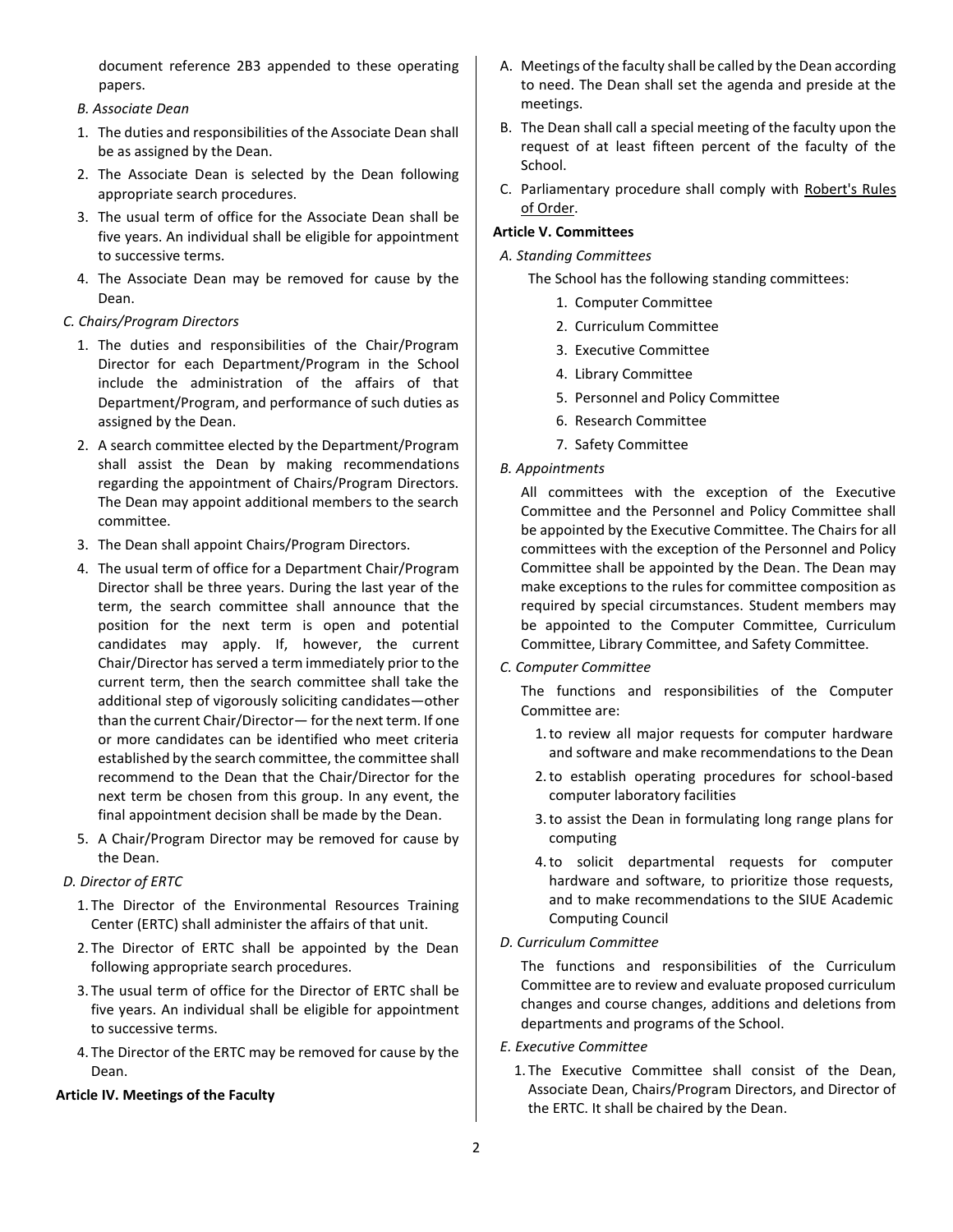document reference 2B3 appended to these operating papers.

*B. Associate Dean*

1. The duties and responsibilities of the Associate Dean shall be as assigned by the Dean.
2. The Associate Dean is selected by the Dean following appropriate search procedures.
3. The usual term of office for the Associate Dean shall be five years. An individual shall be eligible for appointment to successive terms.
4. The Associate Dean may be removed for cause by the Dean.

*C. Chairs/Program Directors*

1. The duties and responsibilities of the Chair/Program Director for each Department/Program in the School include the administration of the affairs of that Department/Program, and performance of such duties as assigned by the Dean.
2. A search committee elected by the Department/Program shall assist the Dean by making recommendations regarding the appointment of Chairs/Program Directors. The Dean may appoint additional members to the search committee.
3. The Dean shall appoint Chairs/Program Directors.
4. The usual term of office for a Department Chair/Program Director shall be three years. During the last year of the term, the search committee shall announce that the position for the next term is open and potential candidates may apply. If, however, the current Chair/Director has served a term immediately prior to the current term, then the search committee shall take the additional step of vigorously soliciting candidates—other than the current Chair/Director— for the next term. If one or more candidates can be identified who meet criteria established by the search committee, the committee shall recommend to the Dean that the Chair/Director for the next term be chosen from this group. In any event, the final appointment decision shall be made by the Dean.
5. A Chair/Program Director may be removed for cause by the Dean.

*D. Director of ERTC*

1. The Director of the Environmental Resources Training Center (ERTC) shall administer the affairs of that unit.
2. The Director of ERTC shall be appointed by the Dean following appropriate search procedures.
3. The usual term of office for the Director of ERTC shall be five years. An individual shall be eligible for appointment to successive terms.
4. The Director of the ERTC may be removed for cause by the Dean.

**Article IV. Meetings of the Faculty**

A. Meetings of the faculty shall be called by the Dean according to need. The Dean shall set the agenda and preside at the meetings.

B. The Dean shall call a special meeting of the faculty upon the request of at least fifteen percent of the faculty of the School.

C. Parliamentary procedure shall comply with Robert's Rules of Order.

**Article V. Committees**

*A. Standing Committees*

The School has the following standing committees:

1. Computer Committee
2. Curriculum Committee
3. Executive Committee
4. Library Committee
5. Personnel and Policy Committee
6. Research Committee
7. Safety Committee

*B. Appointments*

All committees with the exception of the Executive Committee and the Personnel and Policy Committee shall be appointed by the Executive Committee. The Chairs for all committees with the exception of the Personnel and Policy Committee shall be appointed by the Dean. The Dean may make exceptions to the rules for committee composition as required by special circumstances. Student members may be appointed to the Computer Committee, Curriculum Committee, Library Committee, and Safety Committee.

*C. Computer Committee*

The functions and responsibilities of the Computer Committee are:

1. to review all major requests for computer hardware and software and make recommendations to the Dean
2. to establish operating procedures for school-based computer laboratory facilities
3. to assist the Dean in formulating long range plans for computing
4. to solicit departmental requests for computer hardware and software, to prioritize those requests, and to make recommendations to the SIUE Academic Computing Council

*D. Curriculum Committee*

The functions and responsibilities of the Curriculum Committee are to review and evaluate proposed curriculum changes and course changes, additions and deletions from departments and programs of the School.

*E. Executive Committee*

1. The Executive Committee shall consist of the Dean, Associate Dean, Chairs/Program Directors, and Director of the ERTC. It shall be chaired by the Dean.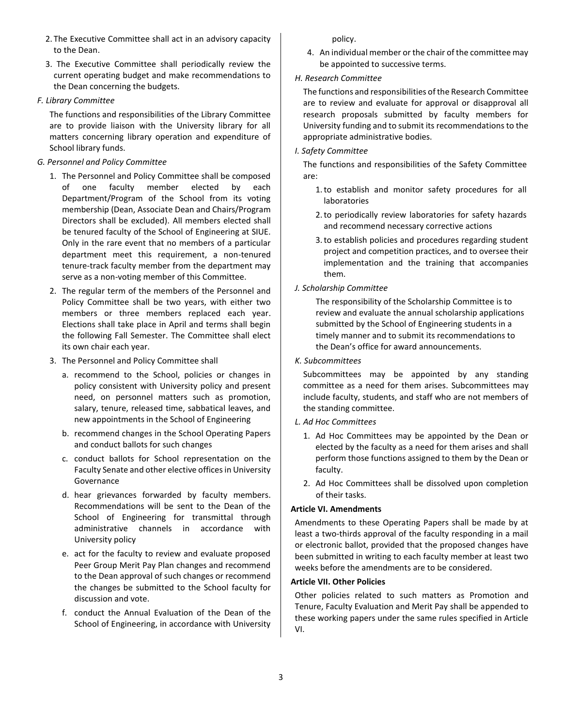2. The Executive Committee shall act in an advisory capacity to the Dean.
3. The Executive Committee shall periodically review the current operating budget and make recommendations to the Dean concerning the budgets.

*F. Library Committee*

The functions and responsibilities of the Library Committee are to provide liaison with the University library for all matters concerning library operation and expenditure of School library funds.

*G. Personnel and Policy Committee*

1. The Personnel and Policy Committee shall be composed of one faculty member elected by each Department/Program of the School from its voting membership (Dean, Associate Dean and Chairs/Program Directors shall be excluded). All members elected shall be tenured faculty of the School of Engineering at SIUE. Only in the rare event that no members of a particular department meet this requirement, a non-tenured tenure-track faculty member from the department may serve as a non-voting member of this Committee.
2. The regular term of the members of the Personnel and Policy Committee shall be two years, with either two members or three members replaced each year. Elections shall take place in April and terms shall begin the following Fall Semester. The Committee shall elect its own chair each year.
3. The Personnel and Policy Committee shall
   a. recommend to the School, policies or changes in policy consistent with University policy and present need, on personnel matters such as promotion, salary, tenure, released time, sabbatical leaves, and new appointments in the School of Engineering
   b. recommend changes in the School Operating Papers and conduct ballots for such changes
   c. conduct ballots for School representation on the Faculty Senate and other elective offices in University Governance
   d. hear grievances forwarded by faculty members. Recommendations will be sent to the Dean of the School of Engineering for transmittal through administrative channels in accordance with University policy
   e. act for the faculty to review and evaluate proposed Peer Group Merit Pay Plan changes and recommend to the Dean approval of such changes or recommend the changes be submitted to the School faculty for discussion and vote.
   f. conduct the Annual Evaluation of the Dean of the School of Engineering, in accordance with University policy.
4. An individual member or the chair of the committee may be appointed to successive terms.

*H. Research Committee*

The functions and responsibilities of the Research Committee are to review and evaluate for approval or disapproval all research proposals submitted by faculty members for University funding and to submit its recommendations to the appropriate administrative bodies.

*I. Safety Committee*

The functions and responsibilities of the Safety Committee are:

1. to establish and monitor safety procedures for all laboratories
2. to periodically review laboratories for safety hazards and recommend necessary corrective actions
3. to establish policies and procedures regarding student project and competition practices, and to oversee their implementation and the training that accompanies them.

*J. Scholarship Committee*

The responsibility of the Scholarship Committee is to review and evaluate the annual scholarship applications submitted by the School of Engineering students in a timely manner and to submit its recommendations to the Dean's office for award announcements.

*K. Subcommittees*

Subcommittees may be appointed by any standing committee as a need for them arises. Subcommittees may include faculty, students, and staff who are not members of the standing committee.

*L. Ad Hoc Committees*

1. Ad Hoc Committees may be appointed by the Dean or elected by the faculty as a need for them arises and shall perform those functions assigned to them by the Dean or faculty.
2. Ad Hoc Committees shall be dissolved upon completion of their tasks.

**Article VI. Amendments**

Amendments to these Operating Papers shall be made by at least a two-thirds approval of the faculty responding in a mail or electronic ballot, provided that the proposed changes have been submitted in writing to each faculty member at least two weeks before the amendments are to be considered.

**Article VII. Other Policies**

Other policies related to such matters as Promotion and Tenure, Faculty Evaluation and Merit Pay shall be appended to these working papers under the same rules specified in Article VI.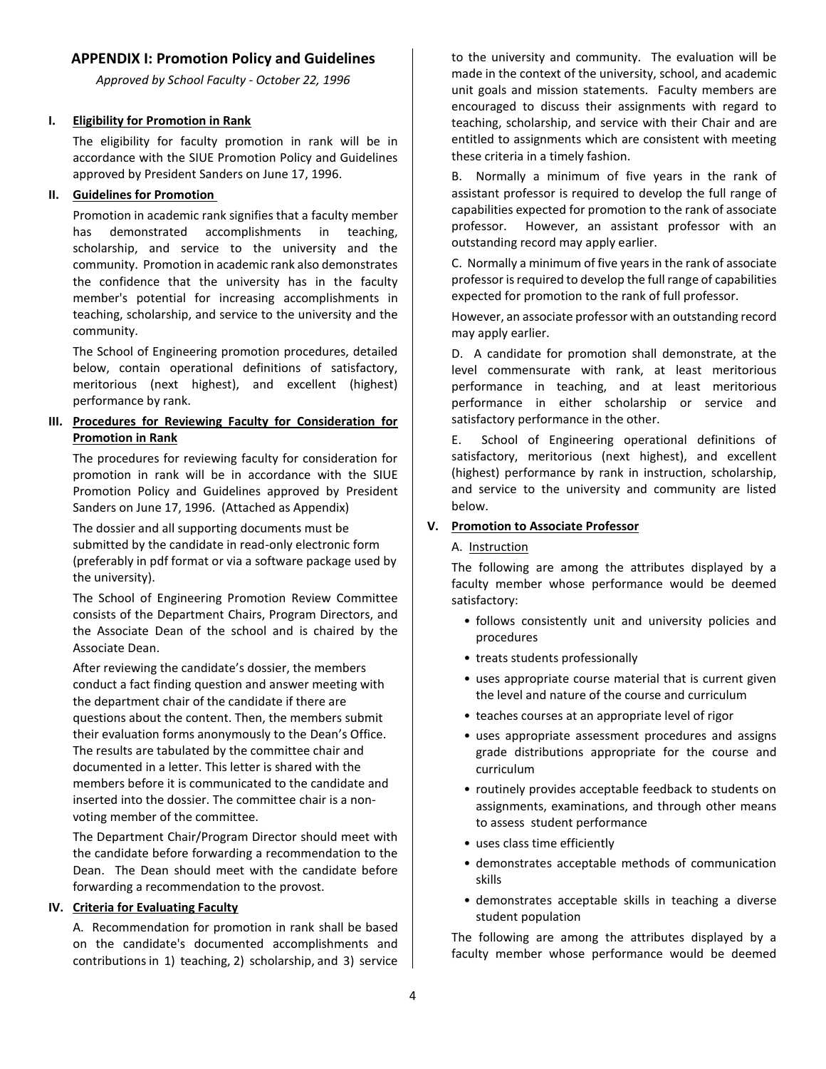## APPENDIX I: Promotion Policy and Guidelines

*Approved by School Faculty - October 22, 1996*

### I. Eligibility for Promotion in Rank

The eligibility for faculty promotion in rank will be in accordance with the SIUE Promotion Policy and Guidelines approved by President Sanders on June 17, 1996.

### II. Guidelines for Promotion

Promotion in academic rank signifies that a faculty member has demonstrated accomplishments in teaching, scholarship, and service to the university and the community. Promotion in academic rank also demonstrates the confidence that the university has in the faculty member's potential for increasing accomplishments in teaching, scholarship, and service to the university and the community.

The School of Engineering promotion procedures, detailed below, contain operational definitions of satisfactory, meritorious (next highest), and excellent (highest) performance by rank.

### III. Procedures for Reviewing Faculty for Consideration for Promotion in Rank

The procedures for reviewing faculty for consideration for promotion in rank will be in accordance with the SIUE Promotion Policy and Guidelines approved by President Sanders on June 17, 1996. (Attached as Appendix)

The dossier and all supporting documents must be submitted by the candidate in read-only electronic form (preferably in pdf format or via a software package used by the university).

The School of Engineering Promotion Review Committee consists of the Department Chairs, Program Directors, and the Associate Dean of the school and is chaired by the Associate Dean.

After reviewing the candidate's dossier, the members conduct a fact finding question and answer meeting with the department chair of the candidate if there are questions about the content. Then, the members submit their evaluation forms anonymously to the Dean's Office. The results are tabulated by the committee chair and documented in a letter. This letter is shared with the members before it is communicated to the candidate and inserted into the dossier. The committee chair is a non-voting member of the committee.

The Department Chair/Program Director should meet with the candidate before forwarding a recommendation to the Dean. The Dean should meet with the candidate before forwarding a recommendation to the provost.

### IV. Criteria for Evaluating Faculty

A. Recommendation for promotion in rank shall be based on the candidate's documented accomplishments and contributions in 1) teaching, 2) scholarship, and 3) service to the university and community. The evaluation will be made in the context of the university, school, and academic unit goals and mission statements. Faculty members are encouraged to discuss their assignments with regard to teaching, scholarship, and service with their Chair and are entitled to assignments which are consistent with meeting these criteria in a timely fashion.

B. Normally a minimum of five years in the rank of assistant professor is required to develop the full range of capabilities expected for promotion to the rank of associate professor. However, an assistant professor with an outstanding record may apply earlier.

C. Normally a minimum of five years in the rank of associate professor is required to develop the full range of capabilities expected for promotion to the rank of full professor.

However, an associate professor with an outstanding record may apply earlier.

D. A candidate for promotion shall demonstrate, at the level commensurate with rank, at least meritorious performance in teaching, and at least meritorious performance in either scholarship or service and satisfactory performance in the other.

E. School of Engineering operational definitions of satisfactory, meritorious (next highest), and excellent (highest) performance by rank in instruction, scholarship, and service to the university and community are listed below.

### V. Promotion to Associate Professor

A. Instruction

The following are among the attributes displayed by a faculty member whose performance would be deemed satisfactory:

- follows consistently unit and university policies and procedures
- treats students professionally
- uses appropriate course material that is current given the level and nature of the course and curriculum
- teaches courses at an appropriate level of rigor
- uses appropriate assessment procedures and assigns grade distributions appropriate for the course and curriculum
- routinely provides acceptable feedback to students on assignments, examinations, and through other means to assess student performance
- uses class time efficiently
- demonstrates acceptable methods of communication skills
- demonstrates acceptable skills in teaching a diverse student population

The following are among the attributes displayed by a faculty member whose performance would be deemed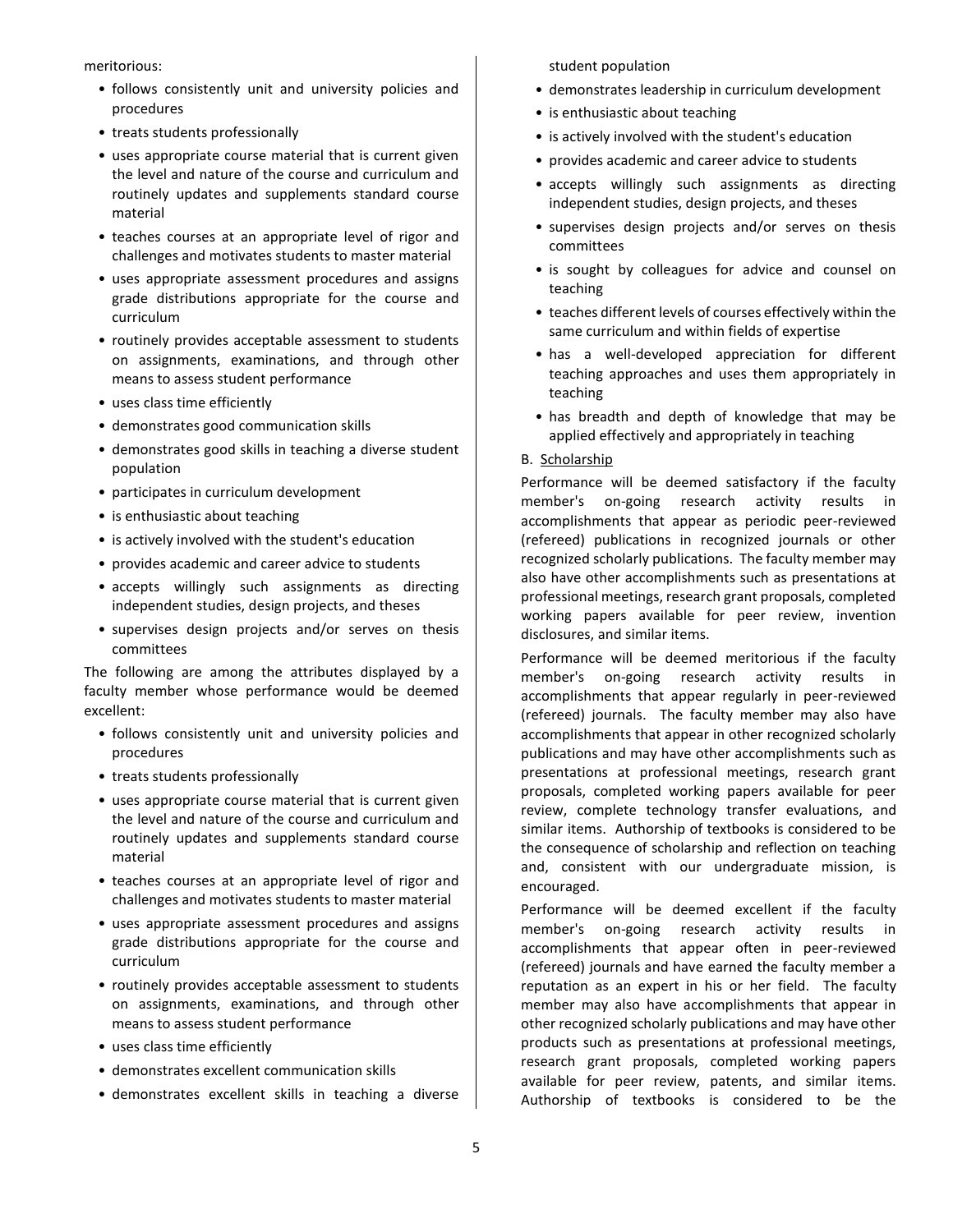meritorious:

- follows consistently unit and university policies and procedures
- treats students professionally
- uses appropriate course material that is current given the level and nature of the course and curriculum and routinely updates and supplements standard course material
- teaches courses at an appropriate level of rigor and challenges and motivates students to master material
- uses appropriate assessment procedures and assigns grade distributions appropriate for the course and curriculum
- routinely provides acceptable assessment to students on assignments, examinations, and through other means to assess student performance
- uses class time efficiently
- demonstrates good communication skills
- demonstrates good skills in teaching a diverse student population
- participates in curriculum development
- is enthusiastic about teaching
- is actively involved with the student's education
- provides academic and career advice to students
- accepts willingly such assignments as directing independent studies, design projects, and theses
- supervises design projects and/or serves on thesis committees

The following are among the attributes displayed by a faculty member whose performance would be deemed excellent:

- follows consistently unit and university policies and procedures
- treats students professionally
- uses appropriate course material that is current given the level and nature of the course and curriculum and routinely updates and supplements standard course material
- teaches courses at an appropriate level of rigor and challenges and motivates students to master material
- uses appropriate assessment procedures and assigns grade distributions appropriate for the course and curriculum
- routinely provides acceptable assessment to students on assignments, examinations, and through other means to assess student performance
- uses class time efficiently
- demonstrates excellent communication skills
- demonstrates excellent skills in teaching a diverse student population
- demonstrates leadership in curriculum development
- is enthusiastic about teaching
- is actively involved with the student's education
- provides academic and career advice to students
- accepts willingly such assignments as directing independent studies, design projects, and theses
- supervises design projects and/or serves on thesis committees
- is sought by colleagues for advice and counsel on teaching
- teaches different levels of courses effectively within the same curriculum and within fields of expertise
- has a well-developed appreciation for different teaching approaches and uses them appropriately in teaching
- has breadth and depth of knowledge that may be applied effectively and appropriately in teaching

B. Scholarship

Performance will be deemed satisfactory if the faculty member's on-going research activity results in accomplishments that appear as periodic peer-reviewed (refereed) publications in recognized journals or other recognized scholarly publications. The faculty member may also have other accomplishments such as presentations at professional meetings, research grant proposals, completed working papers available for peer review, invention disclosures, and similar items.

Performance will be deemed meritorious if the faculty member's on-going research activity results in accomplishments that appear regularly in peer-reviewed (refereed) journals. The faculty member may also have accomplishments that appear in other recognized scholarly publications and may have other accomplishments such as presentations at professional meetings, research grant proposals, completed working papers available for peer review, complete technology transfer evaluations, and similar items. Authorship of textbooks is considered to be the consequence of scholarship and reflection on teaching and, consistent with our undergraduate mission, is encouraged.

Performance will be deemed excellent if the faculty member's on-going research activity results in accomplishments that appear often in peer-reviewed (refereed) journals and have earned the faculty member a reputation as an expert in his or her field. The faculty member may also have accomplishments that appear in other recognized scholarly publications and may have other products such as presentations at professional meetings, research grant proposals, completed working papers available for peer review, patents, and similar items. Authorship of textbooks is considered to be the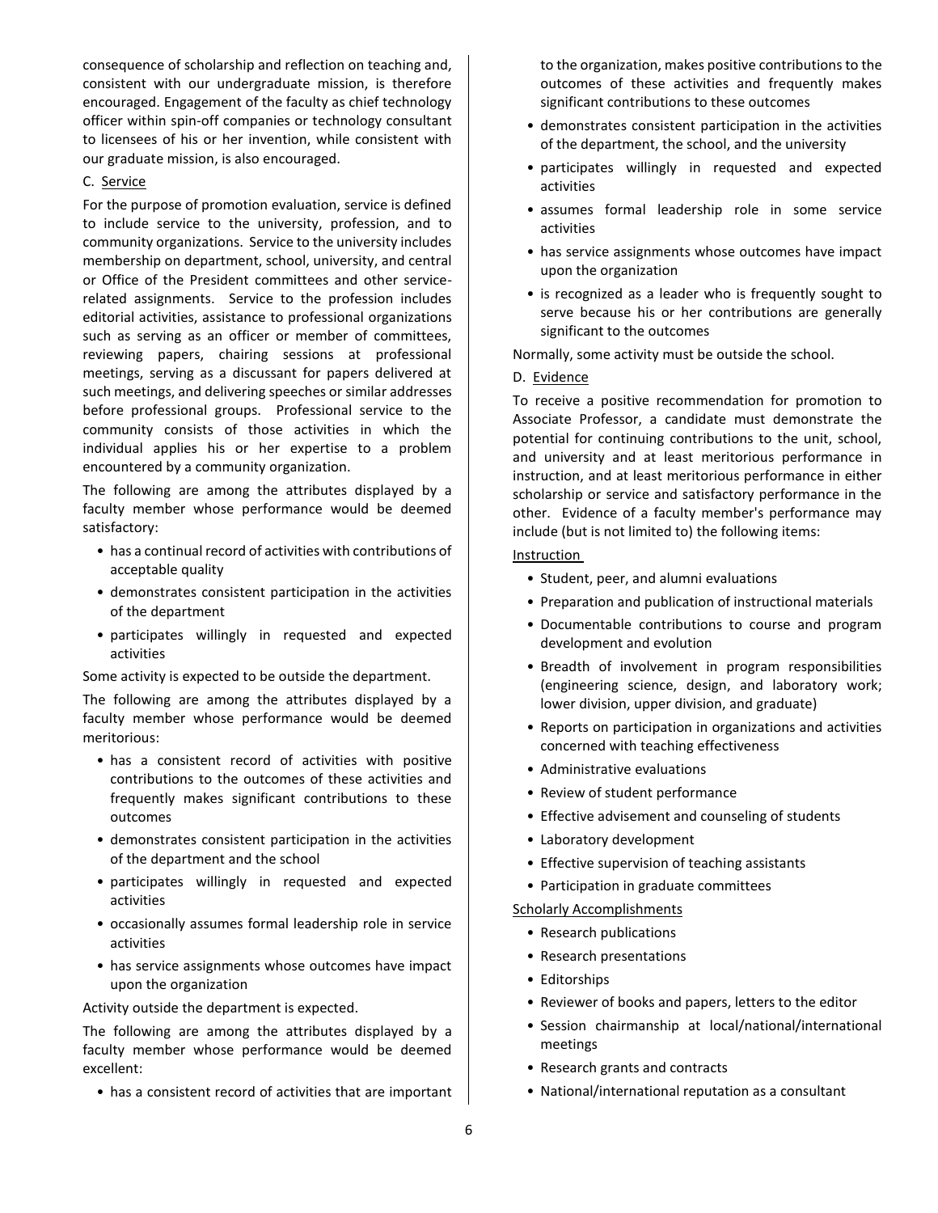consequence of scholarship and reflection on teaching and, consistent with our undergraduate mission, is therefore encouraged. Engagement of the faculty as chief technology officer within spin-off companies or technology consultant to licensees of his or her invention, while consistent with our graduate mission, is also encouraged.

C. Service

For the purpose of promotion evaluation, service is defined to include service to the university, profession, and to community organizations. Service to the university includes membership on department, school, university, and central or Office of the President committees and other service-related assignments. Service to the profession includes editorial activities, assistance to professional organizations such as serving as an officer or member of committees, reviewing papers, chairing sessions at professional meetings, serving as a discussant for papers delivered at such meetings, and delivering speeches or similar addresses before professional groups. Professional service to the community consists of those activities in which the individual applies his or her expertise to a problem encountered by a community organization.

The following are among the attributes displayed by a faculty member whose performance would be deemed satisfactory:

- has a continual record of activities with contributions of acceptable quality
- demonstrates consistent participation in the activities of the department
- participates willingly in requested and expected activities

Some activity is expected to be outside the department.

The following are among the attributes displayed by a faculty member whose performance would be deemed meritorious:

- has a consistent record of activities with positive contributions to the outcomes of these activities and frequently makes significant contributions to these outcomes
- demonstrates consistent participation in the activities of the department and the school
- participates willingly in requested and expected activities
- occasionally assumes formal leadership role in service activities
- has service assignments whose outcomes have impact upon the organization

Activity outside the department is expected.

The following are among the attributes displayed by a faculty member whose performance would be deemed excellent:

- has a consistent record of activities that are important to the organization, makes positive contributions to the outcomes of these activities and frequently makes significant contributions to these outcomes
- demonstrates consistent participation in the activities of the department, the school, and the university
- participates willingly in requested and expected activities
- assumes formal leadership role in some service activities
- has service assignments whose outcomes have impact upon the organization
- is recognized as a leader who is frequently sought to serve because his or her contributions are generally significant to the outcomes

Normally, some activity must be outside the school.

D. Evidence

To receive a positive recommendation for promotion to Associate Professor, a candidate must demonstrate the potential for continuing contributions to the unit, school, and university and at least meritorious performance in instruction, and at least meritorious performance in either scholarship or service and satisfactory performance in the other. Evidence of a faculty member's performance may include (but is not limited to) the following items:

Instruction

- Student, peer, and alumni evaluations
- Preparation and publication of instructional materials
- Documentable contributions to course and program development and evolution
- Breadth of involvement in program responsibilities (engineering science, design, and laboratory work; lower division, upper division, and graduate)
- Reports on participation in organizations and activities concerned with teaching effectiveness
- Administrative evaluations
- Review of student performance
- Effective advisement and counseling of students
- Laboratory development
- Effective supervision of teaching assistants
- Participation in graduate committees

Scholarly Accomplishments

- Research publications
- Research presentations
- Editorships
- Reviewer of books and papers, letters to the editor
- Session chairmanship at local/national/international meetings
- Research grants and contracts
- National/international reputation as a consultant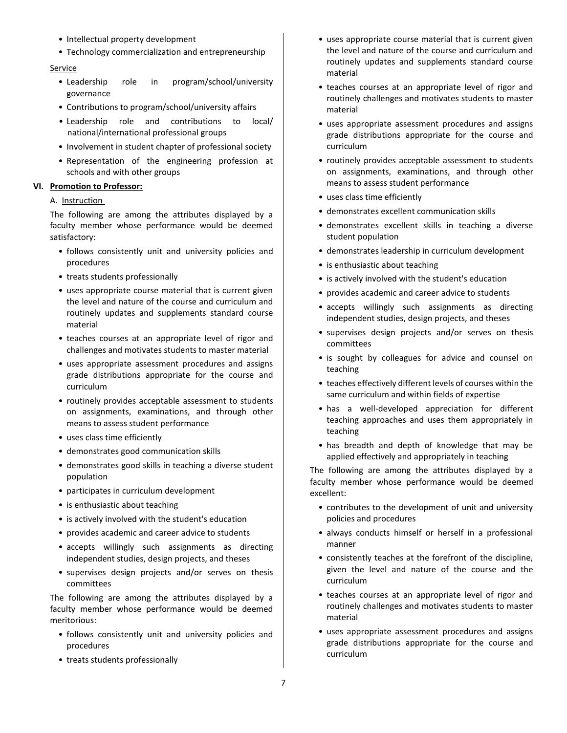- Intellectual property development
- Technology commercialization and entrepreneurship

Service

- Leadership role in program/school/university governance
- Contributions to program/school/university affairs
- Leadership role and contributions to local/ national/international professional groups
- Involvement in student chapter of professional society
- Representation of the engineering profession at schools and with other groups

## VI. Promotion to Professor:

A. Instruction

The following are among the attributes displayed by a faculty member whose performance would be deemed satisfactory:

- follows consistently unit and university policies and procedures
- treats students professionally
- uses appropriate course material that is current given the level and nature of the course and curriculum and routinely updates and supplements standard course material
- teaches courses at an appropriate level of rigor and challenges and motivates students to master material
- uses appropriate assessment procedures and assigns grade distributions appropriate for the course and curriculum
- routinely provides acceptable assessment to students on assignments, examinations, and through other means to assess student performance
- uses class time efficiently
- demonstrates good communication skills
- demonstrates good skills in teaching a diverse student population
- participates in curriculum development
- is enthusiastic about teaching
- is actively involved with the student's education
- provides academic and career advice to students
- accepts willingly such assignments as directing independent studies, design projects, and theses
- supervises design projects and/or serves on thesis committees

The following are among the attributes displayed by a faculty member whose performance would be deemed meritorious:

- follows consistently unit and university policies and procedures
- treats students professionally
- uses appropriate course material that is current given the level and nature of the course and curriculum and routinely updates and supplements standard course material
- teaches courses at an appropriate level of rigor and routinely challenges and motivates students to master material
- uses appropriate assessment procedures and assigns grade distributions appropriate for the course and curriculum
- routinely provides acceptable assessment to students on assignments, examinations, and through other means to assess student performance
- uses class time efficiently
- demonstrates excellent communication skills
- demonstrates excellent skills in teaching a diverse student population
- demonstrates leadership in curriculum development
- is enthusiastic about teaching
- is actively involved with the student's education
- provides academic and career advice to students
- accepts willingly such assignments as directing independent studies, design projects, and theses
- supervises design projects and/or serves on thesis committees
- is sought by colleagues for advice and counsel on teaching
- teaches effectively different levels of courses within the same curriculum and within fields of expertise
- has a well-developed appreciation for different teaching approaches and uses them appropriately in teaching
- has breadth and depth of knowledge that may be applied effectively and appropriately in teaching

The following are among the attributes displayed by a faculty member whose performance would be deemed excellent:

- contributes to the development of unit and university policies and procedures
- always conducts himself or herself in a professional manner
- consistently teaches at the forefront of the discipline, given the level and nature of the course and the curriculum
- teaches courses at an appropriate level of rigor and routinely challenges and motivates students to master material
- uses appropriate assessment procedures and assigns grade distributions appropriate for the course and curriculum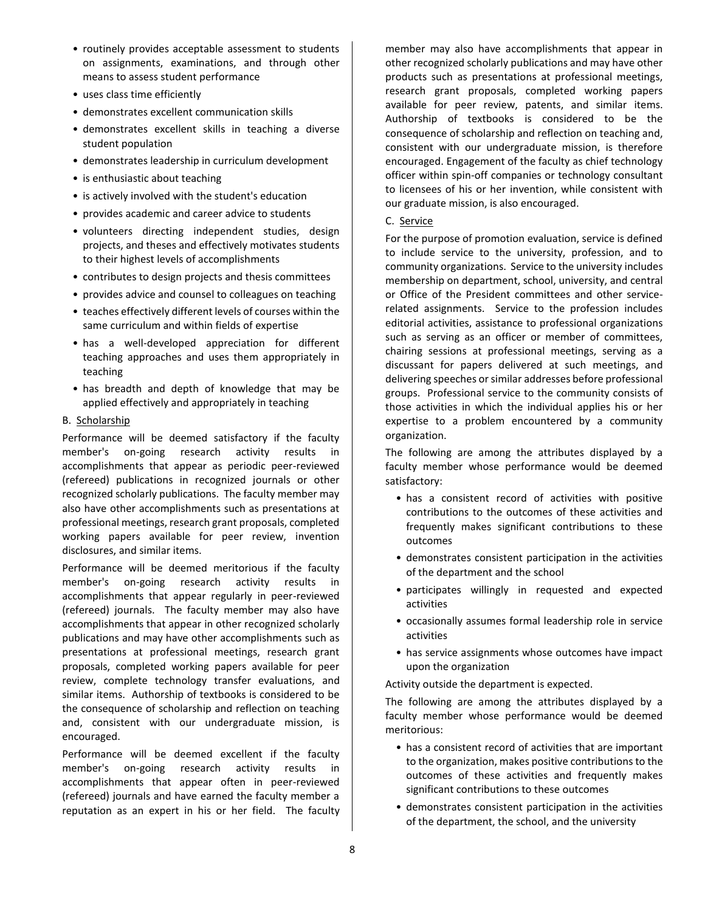- routinely provides acceptable assessment to students on assignments, examinations, and through other means to assess student performance
- uses class time efficiently
- demonstrates excellent communication skills
- demonstrates excellent skills in teaching a diverse student population
- demonstrates leadership in curriculum development
- is enthusiastic about teaching
- is actively involved with the student's education
- provides academic and career advice to students
- volunteers directing independent studies, design projects, and theses and effectively motivates students to their highest levels of accomplishments
- contributes to design projects and thesis committees
- provides advice and counsel to colleagues on teaching
- teaches effectively different levels of courses within the same curriculum and within fields of expertise
- has a well-developed appreciation for different teaching approaches and uses them appropriately in teaching
- has breadth and depth of knowledge that may be applied effectively and appropriately in teaching

B. Scholarship

Performance will be deemed satisfactory if the faculty member's on-going research activity results in accomplishments that appear as periodic peer-reviewed (refereed) publications in recognized journals or other recognized scholarly publications. The faculty member may also have other accomplishments such as presentations at professional meetings, research grant proposals, completed working papers available for peer review, invention disclosures, and similar items.

Performance will be deemed meritorious if the faculty member's on-going research activity results in accomplishments that appear regularly in peer-reviewed (refereed) journals. The faculty member may also have accomplishments that appear in other recognized scholarly publications and may have other accomplishments such as presentations at professional meetings, research grant proposals, completed working papers available for peer review, complete technology transfer evaluations, and similar items. Authorship of textbooks is considered to be the consequence of scholarship and reflection on teaching and, consistent with our undergraduate mission, is encouraged.

Performance will be deemed excellent if the faculty member's on-going research activity results in accomplishments that appear often in peer-reviewed (refereed) journals and have earned the faculty member a reputation as an expert in his or her field. The faculty member may also have accomplishments that appear in other recognized scholarly publications and may have other products such as presentations at professional meetings, research grant proposals, completed working papers available for peer review, patents, and similar items. Authorship of textbooks is considered to be the consequence of scholarship and reflection on teaching and, consistent with our undergraduate mission, is therefore encouraged. Engagement of the faculty as chief technology officer within spin-off companies or technology consultant to licensees of his or her invention, while consistent with our graduate mission, is also encouraged.

C. Service

For the purpose of promotion evaluation, service is defined to include service to the university, profession, and to community organizations. Service to the university includes membership on department, school, university, and central or Office of the President committees and other service-related assignments. Service to the profession includes editorial activities, assistance to professional organizations such as serving as an officer or member of committees, chairing sessions at professional meetings, serving as a discussant for papers delivered at such meetings, and delivering speeches or similar addresses before professional groups. Professional service to the community consists of those activities in which the individual applies his or her expertise to a problem encountered by a community organization.

The following are among the attributes displayed by a faculty member whose performance would be deemed satisfactory:

- has a consistent record of activities with positive contributions to the outcomes of these activities and frequently makes significant contributions to these outcomes
- demonstrates consistent participation in the activities of the department and the school
- participates willingly in requested and expected activities
- occasionally assumes formal leadership role in service activities
- has service assignments whose outcomes have impact upon the organization

Activity outside the department is expected.

The following are among the attributes displayed by a faculty member whose performance would be deemed meritorious:

- has a consistent record of activities that are important to the organization, makes positive contributions to the outcomes of these activities and frequently makes significant contributions to these outcomes
- demonstrates consistent participation in the activities of the department, the school, and the university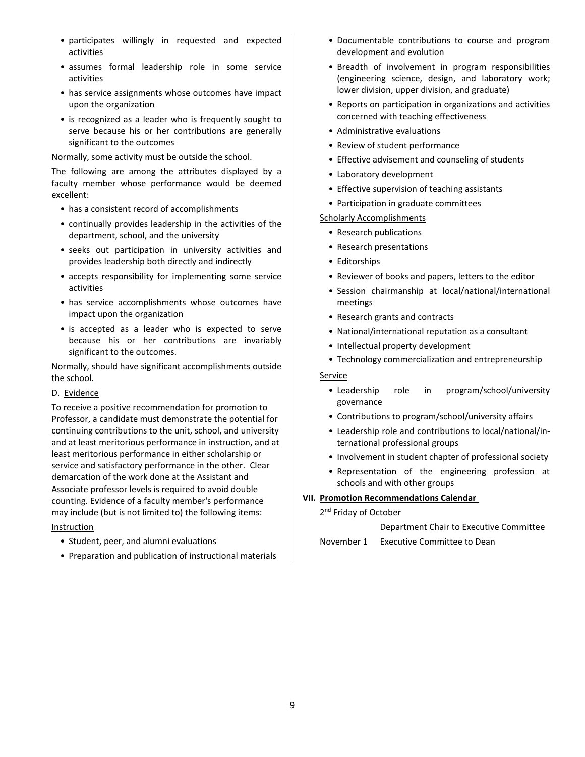- participates willingly in requested and expected activities
- assumes formal leadership role in some service activities
- has service assignments whose outcomes have impact upon the organization
- is recognized as a leader who is frequently sought to serve because his or her contributions are generally significant to the outcomes

Normally, some activity must be outside the school.

The following are among the attributes displayed by a faculty member whose performance would be deemed excellent:

- has a consistent record of accomplishments
- continually provides leadership in the activities of the department, school, and the university
- seeks out participation in university activities and provides leadership both directly and indirectly
- accepts responsibility for implementing some service activities
- has service accomplishments whose outcomes have impact upon the organization
- is accepted as a leader who is expected to serve because his or her contributions are invariably significant to the outcomes.

Normally, should have significant accomplishments outside the school.

D. Evidence

To receive a positive recommendation for promotion to Professor, a candidate must demonstrate the potential for continuing contributions to the unit, school, and university and at least meritorious performance in instruction, and at least meritorious performance in either scholarship or service and satisfactory performance in the other. Clear demarcation of the work done at the Assistant and Associate professor levels is required to avoid double counting. Evidence of a faculty member's performance may include (but is not limited to) the following items:

Instruction

- Student, peer, and alumni evaluations
- Preparation and publication of instructional materials
- Documentable contributions to course and program development and evolution
- Breadth of involvement in program responsibilities (engineering science, design, and laboratory work; lower division, upper division, and graduate)
- Reports on participation in organizations and activities concerned with teaching effectiveness
- Administrative evaluations
- Review of student performance
- Effective advisement and counseling of students
- Laboratory development
- Effective supervision of teaching assistants
- Participation in graduate committees

Scholarly Accomplishments

- Research publications
- Research presentations
- Editorships
- Reviewer of books and papers, letters to the editor
- Session chairmanship at local/national/international meetings
- Research grants and contracts
- National/international reputation as a consultant
- Intellectual property development
- Technology commercialization and entrepreneurship

Service

- Leadership role in program/school/university governance
- Contributions to program/school/university affairs
- Leadership role and contributions to local/national/international professional groups
- Involvement in student chapter of professional society
- Representation of the engineering profession at schools and with other groups

## VII. Promotion Recommendations Calendar

| Date | Action |
|---|---|
| 2nd Friday of October | Department Chair to Executive Committee |
| November 1 | Executive Committee to Dean |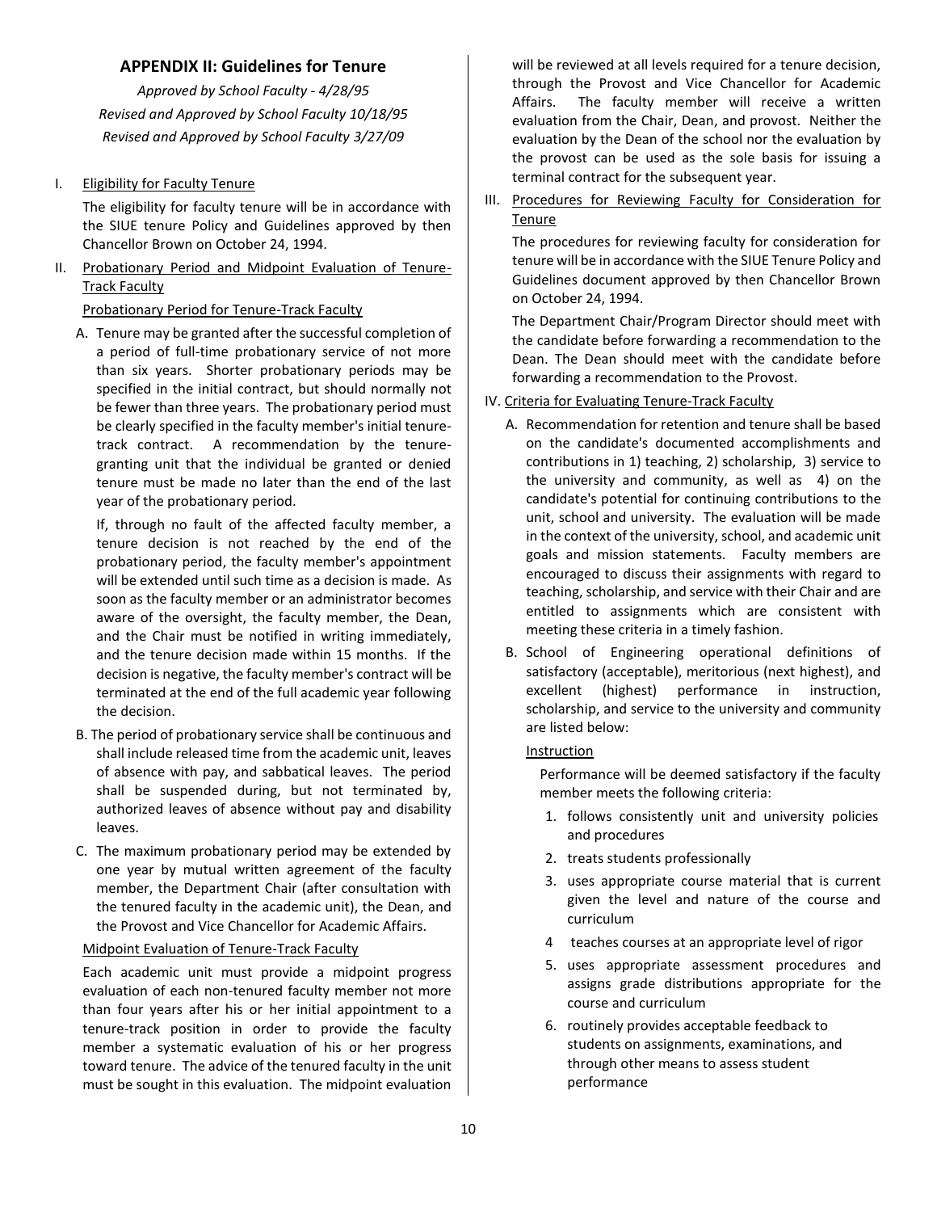## APPENDIX II: Guidelines for Tenure

*Approved by School Faculty - 4/28/95*

*Revised and Approved by School Faculty 10/18/95*

*Revised and Approved by School Faculty 3/27/09*

I. Eligibility for Faculty Tenure

The eligibility for faculty tenure will be in accordance with the SIUE tenure Policy and Guidelines approved by then Chancellor Brown on October 24, 1994.

II. Probationary Period and Midpoint Evaluation of Tenure-Track Faculty

Probationary Period for Tenure-Track Faculty

A. Tenure may be granted after the successful completion of a period of full-time probationary service of not more than six years. Shorter probationary periods may be specified in the initial contract, but should normally not be fewer than three years. The probationary period must be clearly specified in the faculty member's initial tenure-track contract. A recommendation by the tenure-granting unit that the individual be granted or denied tenure must be made no later than the end of the last year of the probationary period.

If, through no fault of the affected faculty member, a tenure decision is not reached by the end of the probationary period, the faculty member's appointment will be extended until such time as a decision is made. As soon as the faculty member or an administrator becomes aware of the oversight, the faculty member, the Dean, and the Chair must be notified in writing immediately, and the tenure decision made within 15 months. If the decision is negative, the faculty member's contract will be terminated at the end of the full academic year following the decision.

B. The period of probationary service shall be continuous and shall include released time from the academic unit, leaves of absence with pay, and sabbatical leaves. The period shall be suspended during, but not terminated by, authorized leaves of absence without pay and disability leaves.

C. The maximum probationary period may be extended by one year by mutual written agreement of the faculty member, the Department Chair (after consultation with the tenured faculty in the academic unit), the Dean, and the Provost and Vice Chancellor for Academic Affairs.

Midpoint Evaluation of Tenure-Track Faculty

Each academic unit must provide a midpoint progress evaluation of each non-tenured faculty member not more than four years after his or her initial appointment to a tenure-track position in order to provide the faculty member a systematic evaluation of his or her progress toward tenure. The advice of the tenured faculty in the unit must be sought in this evaluation. The midpoint evaluation will be reviewed at all levels required for a tenure decision, through the Provost and Vice Chancellor for Academic Affairs. The faculty member will receive a written evaluation from the Chair, Dean, and provost. Neither the evaluation by the Dean of the school nor the evaluation by the provost can be used as the sole basis for issuing a terminal contract for the subsequent year.

III. Procedures for Reviewing Faculty for Consideration for Tenure

The procedures for reviewing faculty for consideration for tenure will be in accordance with the SIUE Tenure Policy and Guidelines document approved by then Chancellor Brown on October 24, 1994.

The Department Chair/Program Director should meet with the candidate before forwarding a recommendation to the Dean. The Dean should meet with the candidate before forwarding a recommendation to the Provost.

IV. Criteria for Evaluating Tenure-Track Faculty

A. Recommendation for retention and tenure shall be based on the candidate's documented accomplishments and contributions in 1) teaching, 2) scholarship, 3) service to the university and community, as well as 4) on the candidate's potential for continuing contributions to the unit, school and university. The evaluation will be made in the context of the university, school, and academic unit goals and mission statements. Faculty members are encouraged to discuss their assignments with regard to teaching, scholarship, and service with their Chair and are entitled to assignments which are consistent with meeting these criteria in a timely fashion.

B. School of Engineering operational definitions of satisfactory (acceptable), meritorious (next highest), and excellent (highest) performance in instruction, scholarship, and service to the university and community are listed below:

Instruction

Performance will be deemed satisfactory if the faculty member meets the following criteria:

1. follows consistently unit and university policies and procedures
2. treats students professionally
3. uses appropriate course material that is current given the level and nature of the course and curriculum
4. teaches courses at an appropriate level of rigor
5. uses appropriate assessment procedures and assigns grade distributions appropriate for the course and curriculum
6. routinely provides acceptable feedback to students on assignments, examinations, and through other means to assess student performance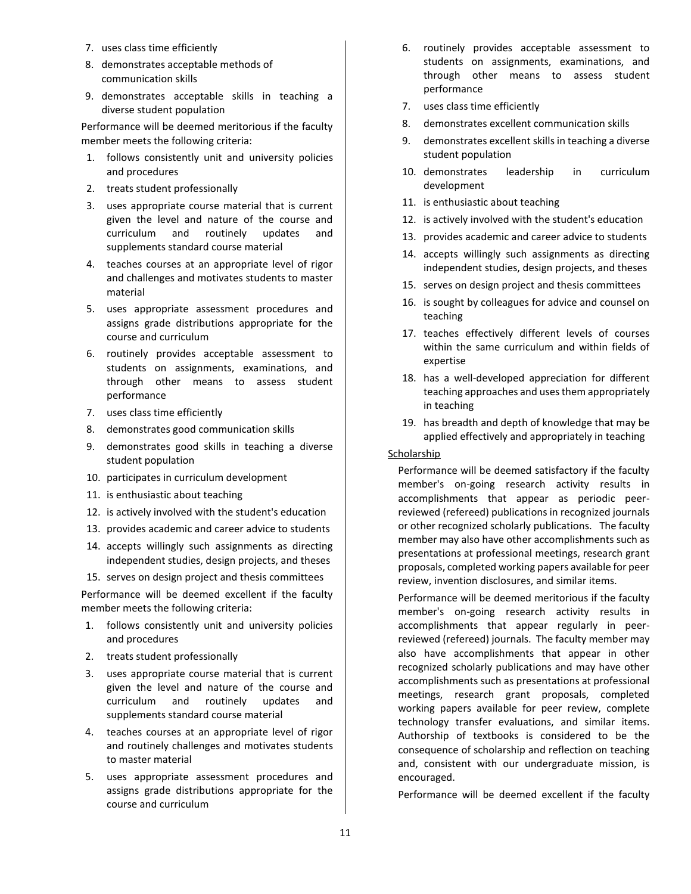7. uses class time efficiently
8. demonstrates acceptable methods of communication skills
9. demonstrates acceptable skills in teaching a diverse student population

Performance will be deemed meritorious if the faculty member meets the following criteria:

1. follows consistently unit and university policies and procedures
2. treats student professionally
3. uses appropriate course material that is current given the level and nature of the course and curriculum and routinely updates and supplements standard course material
4. teaches courses at an appropriate level of rigor and challenges and motivates students to master material
5. uses appropriate assessment procedures and assigns grade distributions appropriate for the course and curriculum
6. routinely provides acceptable assessment to students on assignments, examinations, and through other means to assess student performance
7. uses class time efficiently
8. demonstrates good communication skills
9. demonstrates good skills in teaching a diverse student population
10. participates in curriculum development
11. is enthusiastic about teaching
12. is actively involved with the student's education
13. provides academic and career advice to students
14. accepts willingly such assignments as directing independent studies, design projects, and theses
15. serves on design project and thesis committees

Performance will be deemed excellent if the faculty member meets the following criteria:

1. follows consistently unit and university policies and procedures
2. treats student professionally
3. uses appropriate course material that is current given the level and nature of the course and curriculum and routinely updates and supplements standard course material
4. teaches courses at an appropriate level of rigor and routinely challenges and motivates students to master material
5. uses appropriate assessment procedures and assigns grade distributions appropriate for the course and curriculum
6. routinely provides acceptable assessment to students on assignments, examinations, and through other means to assess student performance
7. uses class time efficiently
8. demonstrates excellent communication skills
9. demonstrates excellent skills in teaching a diverse student population
10. demonstrates leadership in curriculum development
11. is enthusiastic about teaching
12. is actively involved with the student's education
13. provides academic and career advice to students
14. accepts willingly such assignments as directing independent studies, design projects, and theses
15. serves on design project and thesis committees
16. is sought by colleagues for advice and counsel on teaching
17. teaches effectively different levels of courses within the same curriculum and within fields of expertise
18. has a well-developed appreciation for different teaching approaches and uses them appropriately in teaching
19. has breadth and depth of knowledge that may be applied effectively and appropriately in teaching

Scholarship

Performance will be deemed satisfactory if the faculty member's on-going research activity results in accomplishments that appear as periodic peer-reviewed (refereed) publications in recognized journals or other recognized scholarly publications. The faculty member may also have other accomplishments such as presentations at professional meetings, research grant proposals, completed working papers available for peer review, invention disclosures, and similar items.

Performance will be deemed meritorious if the faculty member's on-going research activity results in accomplishments that appear regularly in peer-reviewed (refereed) journals. The faculty member may also have accomplishments that appear in other recognized scholarly publications and may have other accomplishments such as presentations at professional meetings, research grant proposals, completed working papers available for peer review, complete technology transfer evaluations, and similar items. Authorship of textbooks is considered to be the consequence of scholarship and reflection on teaching and, consistent with our undergraduate mission, is encouraged.

Performance will be deemed excellent if the faculty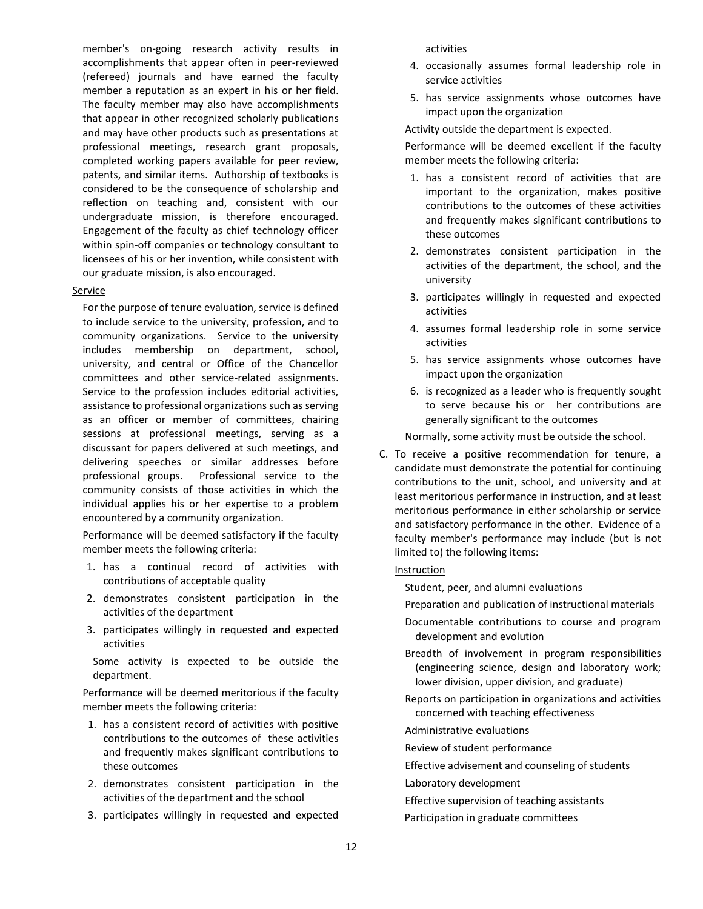member's on-going research activity results in accomplishments that appear often in peer-reviewed (refereed) journals and have earned the faculty member a reputation as an expert in his or her field. The faculty member may also have accomplishments that appear in other recognized scholarly publications and may have other products such as presentations at professional meetings, research grant proposals, completed working papers available for peer review, patents, and similar items. Authorship of textbooks is considered to be the consequence of scholarship and reflection on teaching and, consistent with our undergraduate mission, is therefore encouraged. Engagement of the faculty as chief technology officer within spin-off companies or technology consultant to licensees of his or her invention, while consistent with our graduate mission, is also encouraged.

Service

For the purpose of tenure evaluation, service is defined to include service to the university, profession, and to community organizations. Service to the university includes membership on department, school, university, and central or Office of the Chancellor committees and other service-related assignments. Service to the profession includes editorial activities, assistance to professional organizations such as serving as an officer or member of committees, chairing sessions at professional meetings, serving as a discussant for papers delivered at such meetings, and delivering speeches or similar addresses before professional groups. Professional service to the community consists of those activities in which the individual applies his or her expertise to a problem encountered by a community organization.

Performance will be deemed satisfactory if the faculty member meets the following criteria:

1. has a continual record of activities with contributions of acceptable quality
2. demonstrates consistent participation in the activities of the department
3. participates willingly in requested and expected activities

Some activity is expected to be outside the department.

Performance will be deemed meritorious if the faculty member meets the following criteria:

1. has a consistent record of activities with positive contributions to the outcomes of these activities and frequently makes significant contributions to these outcomes
2. demonstrates consistent participation in the activities of the department and the school
3. participates willingly in requested and expected activities
4. occasionally assumes formal leadership role in service activities
5. has service assignments whose outcomes have impact upon the organization

Activity outside the department is expected.

Performance will be deemed excellent if the faculty member meets the following criteria:

1. has a consistent record of activities that are important to the organization, makes positive contributions to the outcomes of these activities and frequently makes significant contributions to these outcomes
2. demonstrates consistent participation in the activities of the department, the school, and the university
3. participates willingly in requested and expected activities
4. assumes formal leadership role in some service activities
5. has service assignments whose outcomes have impact upon the organization
6. is recognized as a leader who is frequently sought to serve because his or her contributions are generally significant to the outcomes

Normally, some activity must be outside the school.

C. To receive a positive recommendation for tenure, a candidate must demonstrate the potential for continuing contributions to the unit, school, and university and at least meritorious performance in instruction, and at least meritorious performance in either scholarship or service and satisfactory performance in the other. Evidence of a faculty member's performance may include (but is not limited to) the following items:

Instruction

Student, peer, and alumni evaluations

Preparation and publication of instructional materials

Documentable contributions to course and program development and evolution

Breadth of involvement in program responsibilities (engineering science, design and laboratory work; lower division, upper division, and graduate)

Reports on participation in organizations and activities concerned with teaching effectiveness

Administrative evaluations

Review of student performance

Effective advisement and counseling of students

Laboratory development

Effective supervision of teaching assistants

Participation in graduate committees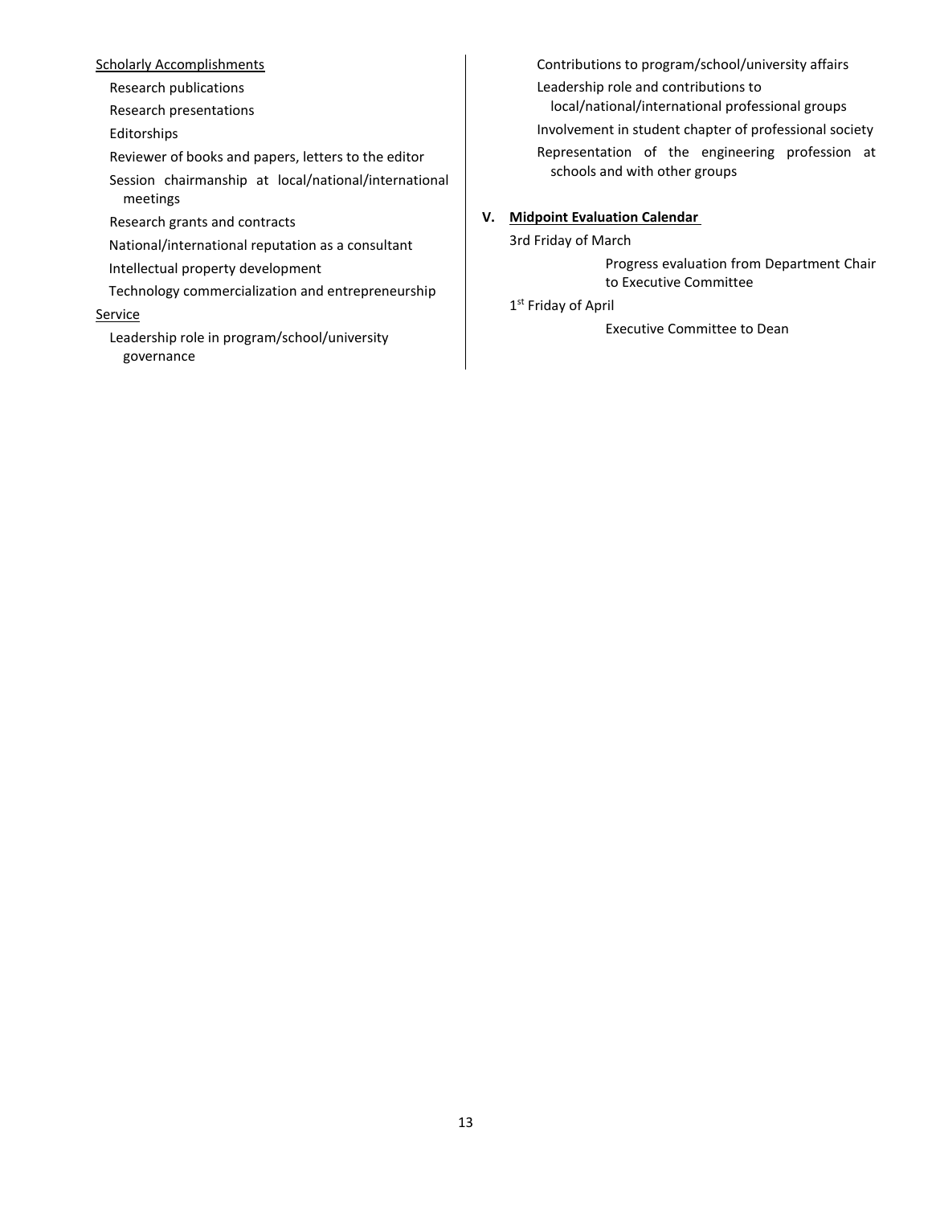Scholarly Accomplishments

- Research publications
- Research presentations
- Editorships
- Reviewer of books and papers, letters to the editor
- Session chairmanship at local/national/international meetings
- Research grants and contracts
- National/international reputation as a consultant
- Intellectual property development
- Technology commercialization and entrepreneurship

Service

- Leadership role in program/school/university governance
- Contributions to program/school/university affairs
- Leadership role and contributions to local/national/international professional groups
- Involvement in student chapter of professional society
- Representation of the engineering profession at schools and with other groups

## V. Midpoint Evaluation Calendar

3rd Friday of March

Progress evaluation from Department Chair to Executive Committee

1st Friday of April

Executive Committee to Dean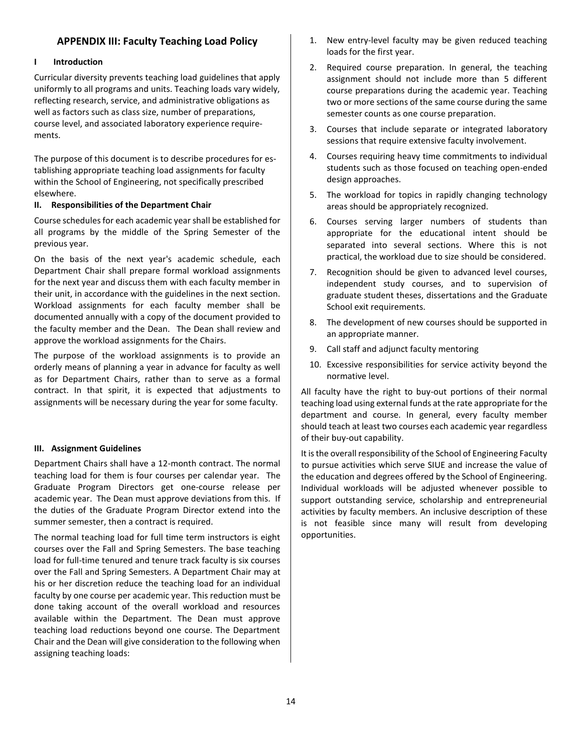## APPENDIX III: Faculty Teaching Load Policy

### I Introduction

Curricular diversity prevents teaching load guidelines that apply uniformly to all programs and units. Teaching loads vary widely, reflecting research, service, and administrative obligations as well as factors such as class size, number of preparations, course level, and associated laboratory experience requirements.

The purpose of this document is to describe procedures for establishing appropriate teaching load assignments for faculty within the School of Engineering, not specifically prescribed elsewhere.

### II. Responsibilities of the Department Chair

Course schedules for each academic year shall be established for all programs by the middle of the Spring Semester of the previous year.

On the basis of the next year's academic schedule, each Department Chair shall prepare formal workload assignments for the next year and discuss them with each faculty member in their unit, in accordance with the guidelines in the next section. Workload assignments for each faculty member shall be documented annually with a copy of the document provided to the faculty member and the Dean. The Dean shall review and approve the workload assignments for the Chairs.

The purpose of the workload assignments is to provide an orderly means of planning a year in advance for faculty as well as for Department Chairs, rather than to serve as a formal contract. In that spirit, it is expected that adjustments to assignments will be necessary during the year for some faculty.

### III. Assignment Guidelines

Department Chairs shall have a 12-month contract. The normal teaching load for them is four courses per calendar year. The Graduate Program Directors get one-course release per academic year. The Dean must approve deviations from this. If the duties of the Graduate Program Director extend into the summer semester, then a contract is required.

The normal teaching load for full time term instructors is eight courses over the Fall and Spring Semesters. The base teaching load for full-time tenured and tenure track faculty is six courses over the Fall and Spring Semesters. A Department Chair may at his or her discretion reduce the teaching load for an individual faculty by one course per academic year. This reduction must be done taking account of the overall workload and resources available within the Department. The Dean must approve teaching load reductions beyond one course. The Department Chair and the Dean will give consideration to the following when assigning teaching loads:

1. New entry-level faculty may be given reduced teaching loads for the first year.
2. Required course preparation. In general, the teaching assignment should not include more than 5 different course preparations during the academic year. Teaching two or more sections of the same course during the same semester counts as one course preparation.
3. Courses that include separate or integrated laboratory sessions that require extensive faculty involvement.
4. Courses requiring heavy time commitments to individual students such as those focused on teaching open-ended design approaches.
5. The workload for topics in rapidly changing technology areas should be appropriately recognized.
6. Courses serving larger numbers of students than appropriate for the educational intent should be separated into several sections. Where this is not practical, the workload due to size should be considered.
7. Recognition should be given to advanced level courses, independent study courses, and to supervision of graduate student theses, dissertations and the Graduate School exit requirements.
8. The development of new courses should be supported in an appropriate manner.
9. Call staff and adjunct faculty mentoring
10. Excessive responsibilities for service activity beyond the normative level.

All faculty have the right to buy-out portions of their normal teaching load using external funds at the rate appropriate for the department and course. In general, every faculty member should teach at least two courses each academic year regardless of their buy-out capability.

It is the overall responsibility of the School of Engineering Faculty to pursue activities which serve SIUE and increase the value of the education and degrees offered by the School of Engineering. Individual workloads will be adjusted whenever possible to support outstanding service, scholarship and entrepreneurial activities by faculty members. An inclusive description of these is not feasible since many will result from developing opportunities.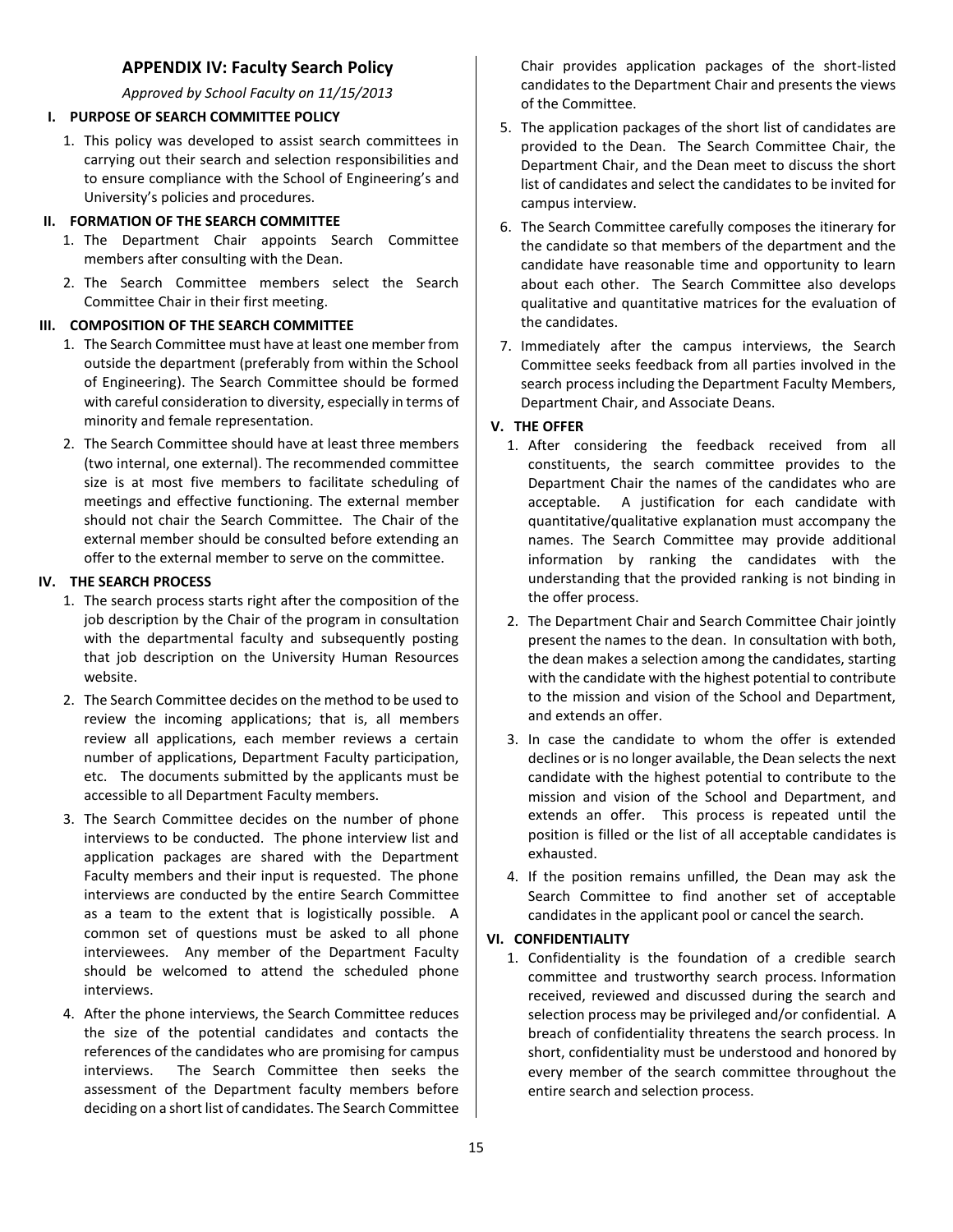## APPENDIX IV: Faculty Search Policy

*Approved by School Faculty on 11/15/2013*

### I. PURPOSE OF SEARCH COMMITTEE POLICY

1. This policy was developed to assist search committees in carrying out their search and selection responsibilities and to ensure compliance with the School of Engineering's and University's policies and procedures.

### II. FORMATION OF THE SEARCH COMMITTEE

1. The Department Chair appoints Search Committee members after consulting with the Dean.
2. The Search Committee members select the Search Committee Chair in their first meeting.

### III. COMPOSITION OF THE SEARCH COMMITTEE

1. The Search Committee must have at least one member from outside the department (preferably from within the School of Engineering). The Search Committee should be formed with careful consideration to diversity, especially in terms of minority and female representation.
2. The Search Committee should have at least three members (two internal, one external). The recommended committee size is at most five members to facilitate scheduling of meetings and effective functioning. The external member should not chair the Search Committee. The Chair of the external member should be consulted before extending an offer to the external member to serve on the committee.

### IV. THE SEARCH PROCESS

1. The search process starts right after the composition of the job description by the Chair of the program in consultation with the departmental faculty and subsequently posting that job description on the University Human Resources website.
2. The Search Committee decides on the method to be used to review the incoming applications; that is, all members review all applications, each member reviews a certain number of applications, Department Faculty participation, etc. The documents submitted by the applicants must be accessible to all Department Faculty members.
3. The Search Committee decides on the number of phone interviews to be conducted. The phone interview list and application packages are shared with the Department Faculty members and their input is requested. The phone interviews are conducted by the entire Search Committee as a team to the extent that is logistically possible. A common set of questions must be asked to all phone interviewees. Any member of the Department Faculty should be welcomed to attend the scheduled phone interviews.
4. After the phone interviews, the Search Committee reduces the size of the potential candidates and contacts the references of the candidates who are promising for campus interviews. The Search Committee then seeks the assessment of the Department faculty members before deciding on a short list of candidates. The Search Committee Chair provides application packages of the short-listed candidates to the Department Chair and presents the views of the Committee.
5. The application packages of the short list of candidates are provided to the Dean. The Search Committee Chair, the Department Chair, and the Dean meet to discuss the short list of candidates and select the candidates to be invited for campus interview.
6. The Search Committee carefully composes the itinerary for the candidate so that members of the department and the candidate have reasonable time and opportunity to learn about each other. The Search Committee also develops qualitative and quantitative matrices for the evaluation of the candidates.
7. Immediately after the campus interviews, the Search Committee seeks feedback from all parties involved in the search process including the Department Faculty Members, Department Chair, and Associate Deans.

### V. THE OFFER

1. After considering the feedback received from all constituents, the search committee provides to the Department Chair the names of the candidates who are acceptable. A justification for each candidate with quantitative/qualitative explanation must accompany the names. The Search Committee may provide additional information by ranking the candidates with the understanding that the provided ranking is not binding in the offer process.
2. The Department Chair and Search Committee Chair jointly present the names to the dean. In consultation with both, the dean makes a selection among the candidates, starting with the candidate with the highest potential to contribute to the mission and vision of the School and Department, and extends an offer.
3. In case the candidate to whom the offer is extended declines or is no longer available, the Dean selects the next candidate with the highest potential to contribute to the mission and vision of the School and Department, and extends an offer. This process is repeated until the position is filled or the list of all acceptable candidates is exhausted.
4. If the position remains unfilled, the Dean may ask the Search Committee to find another set of acceptable candidates in the applicant pool or cancel the search.

### VI. CONFIDENTIALITY

1. Confidentiality is the foundation of a credible search committee and trustworthy search process. Information received, reviewed and discussed during the search and selection process may be privileged and/or confidential. A breach of confidentiality threatens the search process. In short, confidentiality must be understood and honored by every member of the search committee throughout the entire search and selection process.